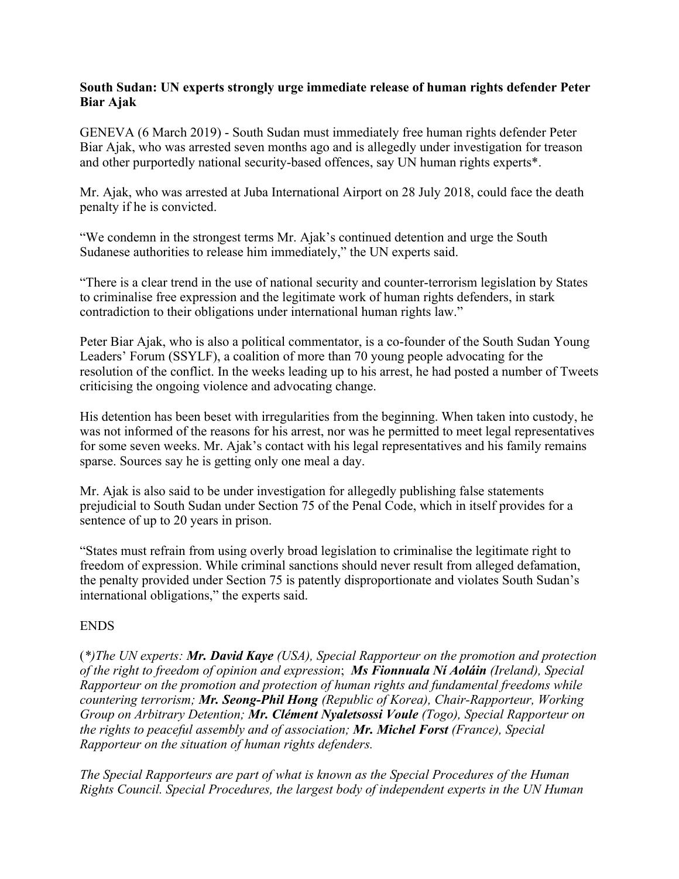**South Sudan: UN experts strongly urge immediate release of human rights defender Peter Biar Ajak**

GENEVA (6 March 2019) - South Sudan must immediately free human rights defender Peter Biar Ajak, who was arrested seven months ago and is allegedly under investigation for treason and other purportedly national security-based offences, say UN human rights experts*.

Mr. Ajak, who was arrested at Juba International Airport on 28 July 2018, could face the death penalty if he is convicted.

"We condemn in the strongest terms Mr. Ajak's continued detention and urge the South Sudanese authorities to release him immediately," the UN experts said.

"There is a clear trend in the use of national security and counter-terrorism legislation by States to criminalise free expression and the legitimate work of human rights defenders, in stark contradiction to their obligations under international human rights law."

Peter Biar Ajak, who is also a political commentator, is a co-founder of the South Sudan Young Leaders' Forum (SSYLF), a coalition of more than 70 young people advocating for the resolution of the conflict. In the weeks leading up to his arrest, he had posted a number of Tweets criticising the ongoing violence and advocating change.

His detention has been beset with irregularities from the beginning. When taken into custody, he was not informed of the reasons for his arrest, nor was he permitted to meet legal representatives for some seven weeks. Mr. Ajak's contact with his legal representatives and his family remains sparse. Sources say he is getting only one meal a day.

Mr. Ajak is also said to be under investigation for allegedly publishing false statements prejudicial to South Sudan under Section 75 of the Penal Code, which in itself provides for a sentence of up to 20 years in prison.

"States must refrain from using overly broad legislation to criminalise the legitimate right to freedom of expression. While criminal sanctions should never result from alleged defamation, the penalty provided under Section 75 is patently disproportionate and violates South Sudan's international obligations," the experts said.

ENDS

*(\*)The UN experts:* ***Mr. David Kaye*** *(USA), Special Rapporteur on the promotion and protection of the right to freedom of opinion and expression;* ***Ms Fionnuala Ní Aoláin*** *(Ireland), Special Rapporteur on the promotion and protection of human rights and fundamental freedoms while countering terrorism;* ***Mr. Seong-Phil Hong*** *(Republic of Korea), Chair-Rapporteur, Working Group on Arbitrary Detention;* ***Mr. Clément Nyaletsossi Voule*** *(Togo), Special Rapporteur on the rights to peaceful assembly and of association;* ***Mr. Michel Forst*** *(France), Special Rapporteur on the situation of human rights defenders.*

*The Special Rapporteurs are part of what is known as the Special Procedures of the Human Rights Council. Special Procedures, the largest body of independent experts in the UN Human*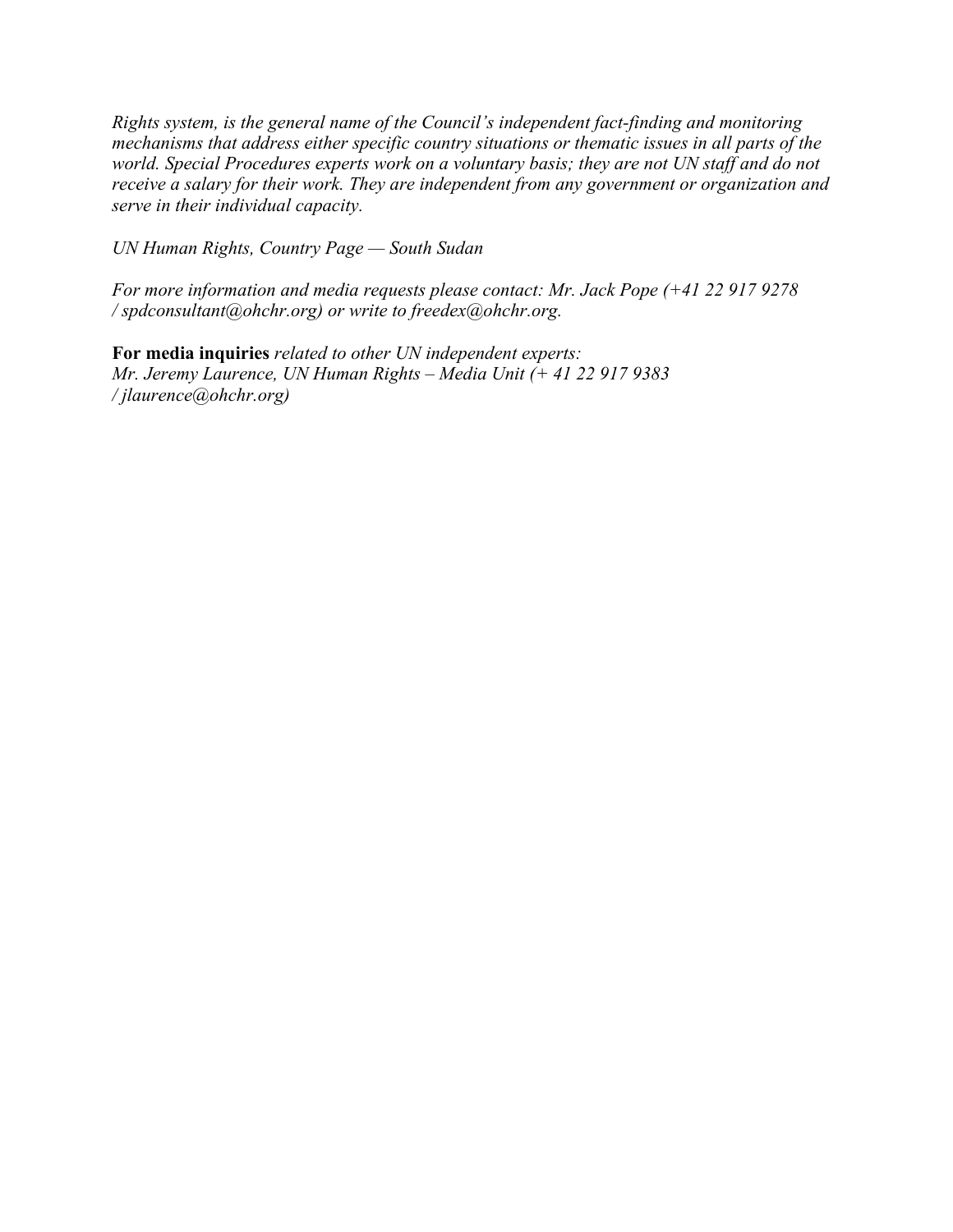*Rights system, is the general name of the Council's independent fact-finding and monitoring mechanisms that address either specific country situations or thematic issues in all parts of the world. Special Procedures experts work on a voluntary basis; they are not UN staff and do not receive a salary for their work. They are independent from any government or organization and serve in their individual capacity.*

*UN Human Rights, Country Page — South Sudan*

*For more information and media requests please contact: Mr. Jack Pope (+41 22 917 9278 / spdconsultant@ohchr.org) or write to freedex@ohchr.org.*

**For media inquiries** *related to other UN independent experts:*
*Mr. Jeremy Laurence, UN Human Rights – Media Unit (+ 41 22 917 9383 / jlaurence@ohchr.org)*